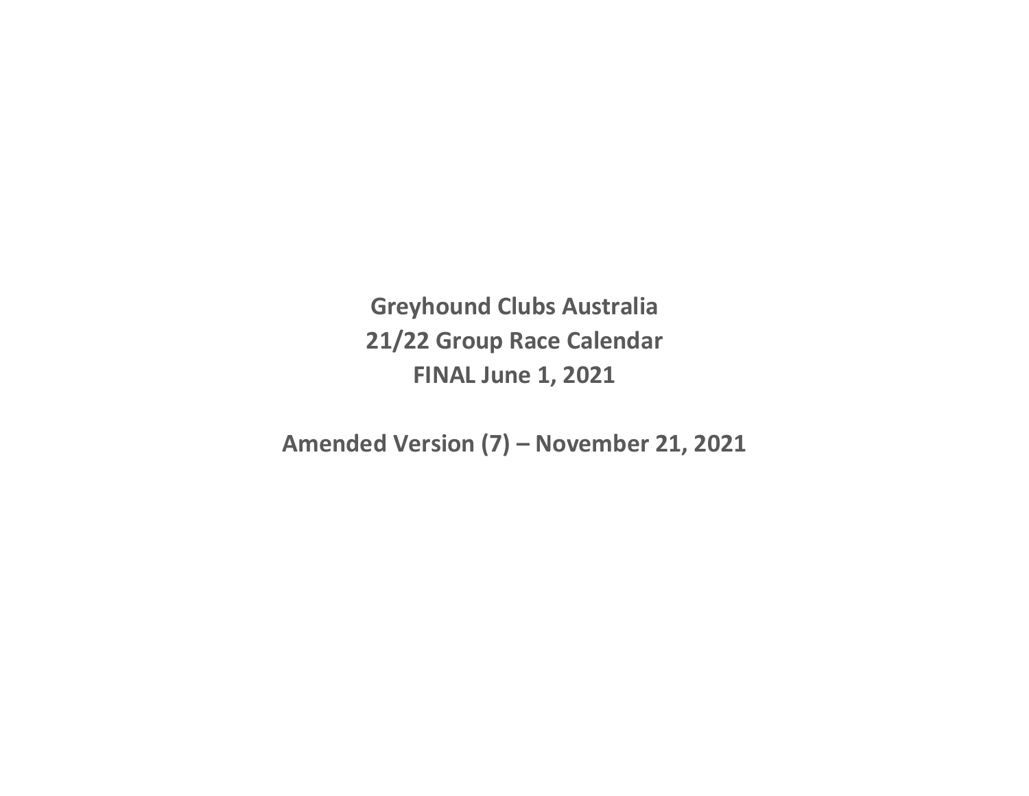# Greyhound Clubs Australia

# 21/22 Group Race Calendar

# FINAL June 1, 2021

## Amended Version (7) – November 21, 2021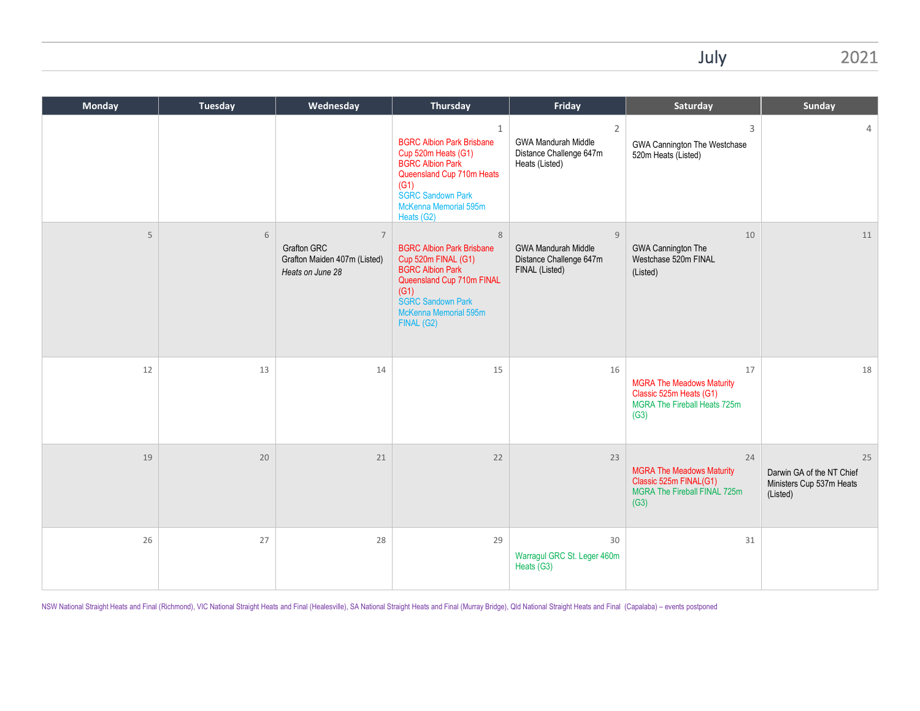# July 2021

| Monday | Tuesday | Wednesday | Thursday | Friday | Saturday | Sunday |
|---|---|---|---|---|---|---|
| | | | 1<br>BGRC Albion Park Brisbane Cup 520m Heats (G1)<br>BGRC Albion Park Queensland Cup 710m Heats (G1)<br>SGRC Sandown Park McKenna Memorial 595m Heats (G2) | 2<br>GWA Mandurah Middle Distance Challenge 647m Heats (Listed) | 3<br>GWA Cannington The Westchase 520m Heats (Listed) | 4 |
| 5 | 6 | 7<br>Grafton GRC<br>Grafton Maiden 407m (Listed)<br>*Heats on June 28* | 8<br>BGRC Albion Park Brisbane Cup 520m FINAL (G1)<br>BGRC Albion Park Queensland Cup 710m FINAL (G1)<br>SGRC Sandown Park McKenna Memorial 595m FINAL (G2) | 9<br>GWA Mandurah Middle Distance Challenge 647m FINAL (Listed) | 10<br>GWA Cannington The Westchase 520m FINAL<br>(Listed) | 11 |
| 12 | 13 | 14 | 15 | 16 | 17<br>MGRA The Meadows Maturity Classic 525m Heats (G1)<br>MGRA The Fireball Heats 725m (G3) | 18 |
| 19 | 20 | 21 | 22 | 23 | 24<br>MGRA The Meadows Maturity Classic 525m FINAL(G1)<br>MGRA The Fireball FINAL 725m (G3) | 25<br>Darwin GA of the NT Chief Ministers Cup 537m Heats (Listed) |
| 26 | 27 | 28 | 29 | 30<br>Warragul GRC St. Leger 460m Heats (G3) | 31 | |

NSW National Straight Heats and Final (Richmond), VIC National Straight Heats and Final (Healesville), SA National Straight Heats and Final (Murray Bridge), Qld National Straight Heats and Final (Capalaba) – events postponed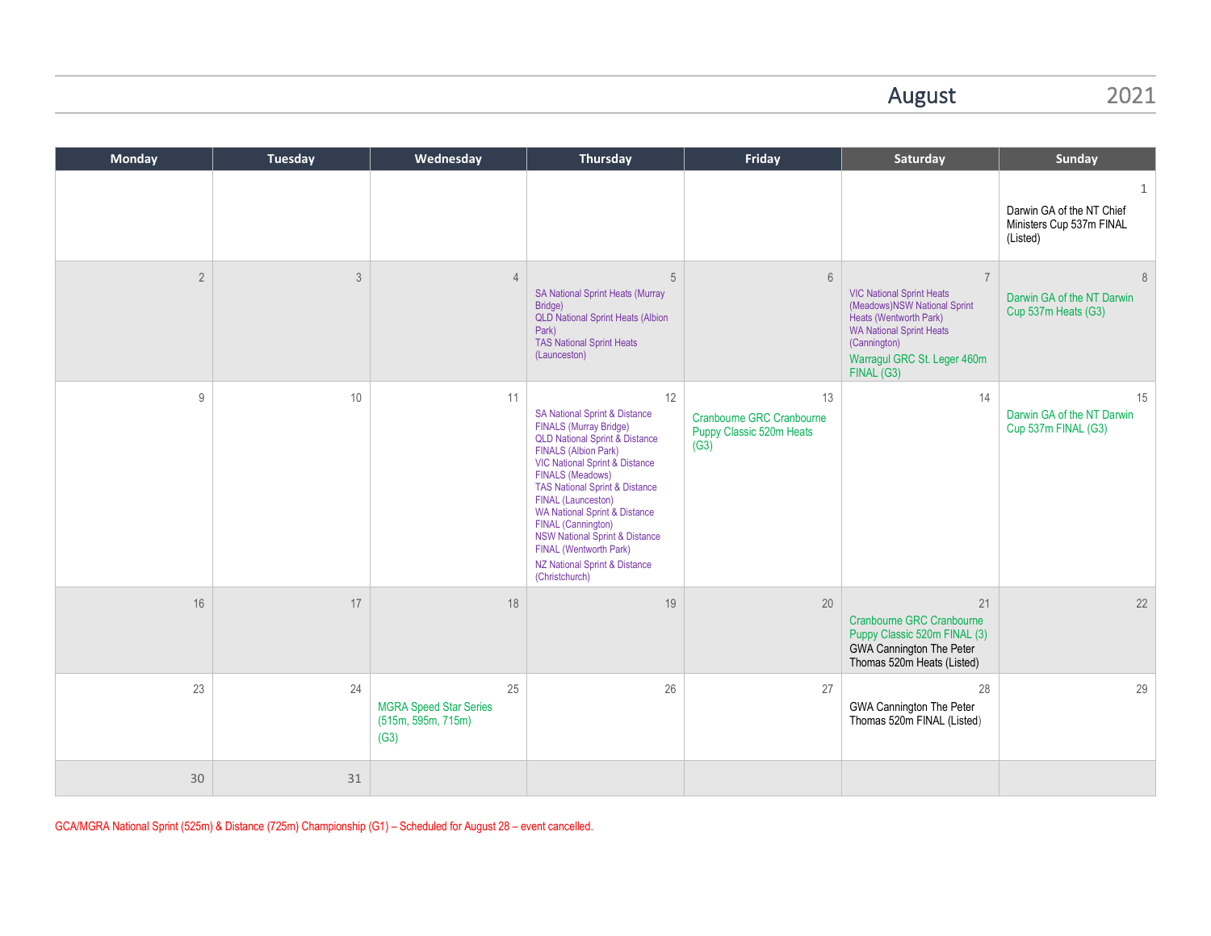# August 2021

| Monday | Tuesday | Wednesday | Thursday | Friday | Saturday | Sunday |
|---|---|---|---|---|---|---|
| | | | | | | 1<br>Darwin GA of the NT Chief Ministers Cup 537m FINAL (Listed) |
| 2 | 3 | 4 | 5<br>SA National Sprint Heats (Murray Bridge)<br>QLD National Sprint Heats (Albion Park)<br>TAS National Sprint Heats (Launceston) | 6 | 7<br>VIC National Sprint Heats (Meadows)NSW National Sprint Heats (Wentworth Park)<br>WA National Sprint Heats (Cannington)<br>Warragul GRC St. Leger 460m FINAL (G3) | 8<br>Darwin GA of the NT Darwin Cup 537m Heats (G3) |
| 9 | 10 | 11 | 12<br>SA National Sprint & Distance FINALS (Murray Bridge)<br>QLD National Sprint & Distance FINALS (Albion Park)<br>VIC National Sprint & Distance FINALS (Meadows)<br>TAS National Sprint & Distance FINAL (Launceston)<br>WA National Sprint & Distance FINAL (Cannington)<br>NSW National Sprint & Distance FINAL (Wentworth Park)<br>NZ National Sprint & Distance (Christchurch) | 13<br>Cranbourne GRC Cranbourne Puppy Classic 520m Heats (G3) | 14 | 15<br>Darwin GA of the NT Darwin Cup 537m FINAL (G3) |
| 16 | 17 | 18 | 19 | 20 | 21<br>Cranbourne GRC Cranbourne Puppy Classic 520m FINAL (3)<br>GWA Cannington The Peter Thomas 520m Heats (Listed) | 22 |
| 23 | 24 | 25<br>MGRA Speed Star Series (515m, 595m, 715m) (G3) | 26 | 27 | 28<br>GWA Cannington The Peter Thomas 520m FINAL (Listed) | 29 |
| 30 | 31 | | | | | |

GCA/MGRA National Sprint (525m) & Distance (725m) Championship (G1) – Scheduled for August 28 – event cancelled.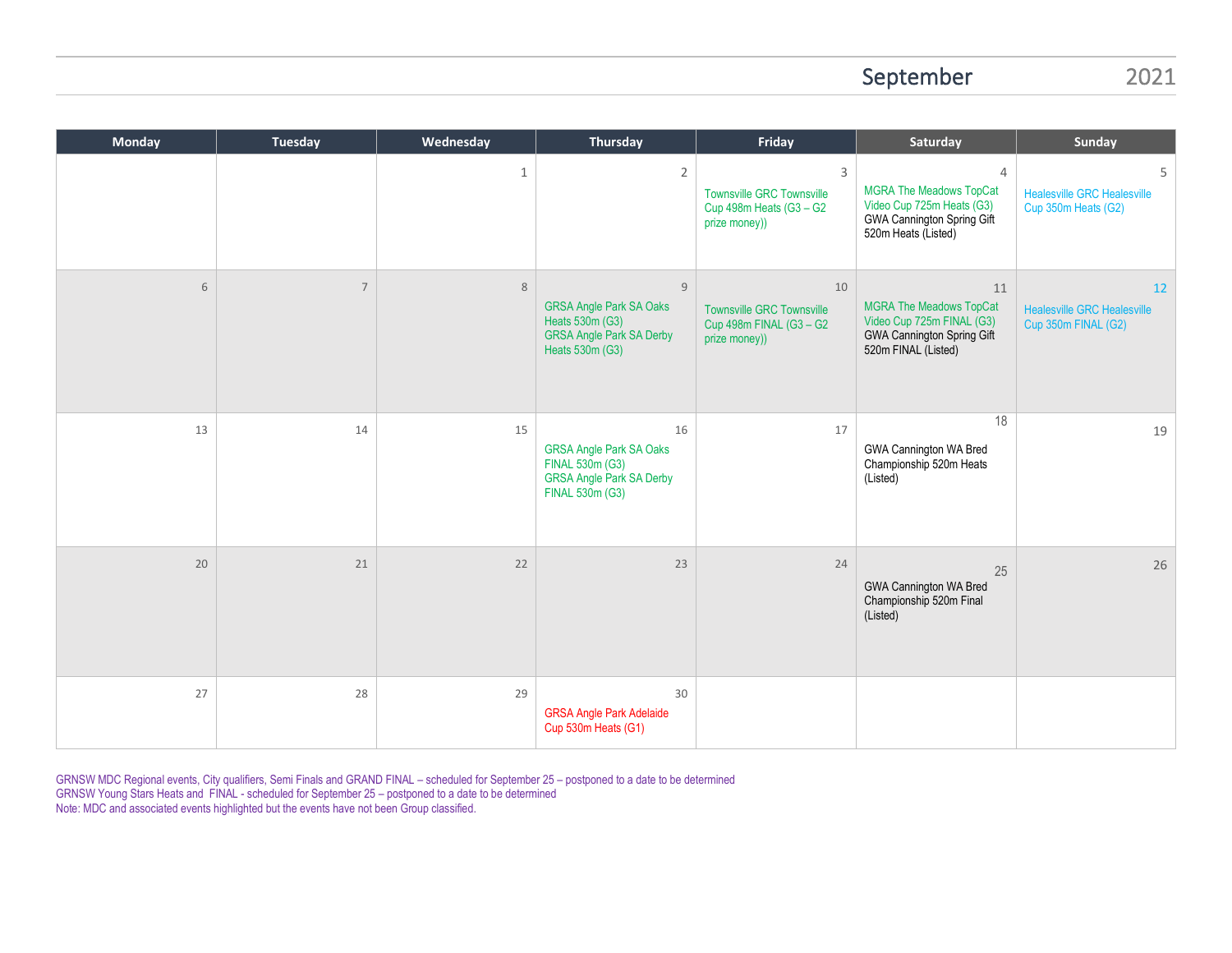# September 2021

| Monday | Tuesday | Wednesday | Thursday | Friday | Saturday | Sunday |
|---|---|---|---|---|---|---|
| | | 1 | 2 | 3<br>Townsville GRC Townsville Cup 498m Heats (G3 – G2 prize money)) | 4<br>MGRA The Meadows TopCat Video Cup 725m Heats (G3)<br>GWA Cannington Spring Gift 520m Heats (Listed) | 5<br>Healesville GRC Healesville Cup 350m Heats (G2) |
| 6 | 7 | 8 | 9<br>GRSA Angle Park SA Oaks Heats 530m (G3)<br>GRSA Angle Park SA Derby Heats 530m (G3) | 10<br>Townsville GRC Townsville Cup 498m FINAL (G3 – G2 prize money)) | 11<br>MGRA The Meadows TopCat Video Cup 725m FINAL (G3)<br>GWA Cannington Spring Gift 520m FINAL (Listed) | 12<br>Healesville GRC Healesville Cup 350m FINAL (G2) |
| 13 | 14 | 15 | 16<br>GRSA Angle Park SA Oaks FINAL 530m (G3)<br>GRSA Angle Park SA Derby FINAL 530m (G3) | 17 | 18<br>GWA Cannington WA Bred Championship 520m Heats (Listed) | 19 |
| 20 | 21 | 22 | 23 | 24 | 25<br>GWA Cannington WA Bred Championship 520m Final (Listed) | 26 |
| 27 | 28 | 29 | 30<br>GRSA Angle Park Adelaide Cup 530m Heats (G1) | | | |

GRNSW MDC Regional events, City qualifiers, Semi Finals and GRAND FINAL – scheduled for September 25 – postponed to a date to be determined
GRNSW Young Stars Heats and FINAL - scheduled for September 25 – postponed to a date to be determined
Note: MDC and associated events highlighted but the events have not been Group classified.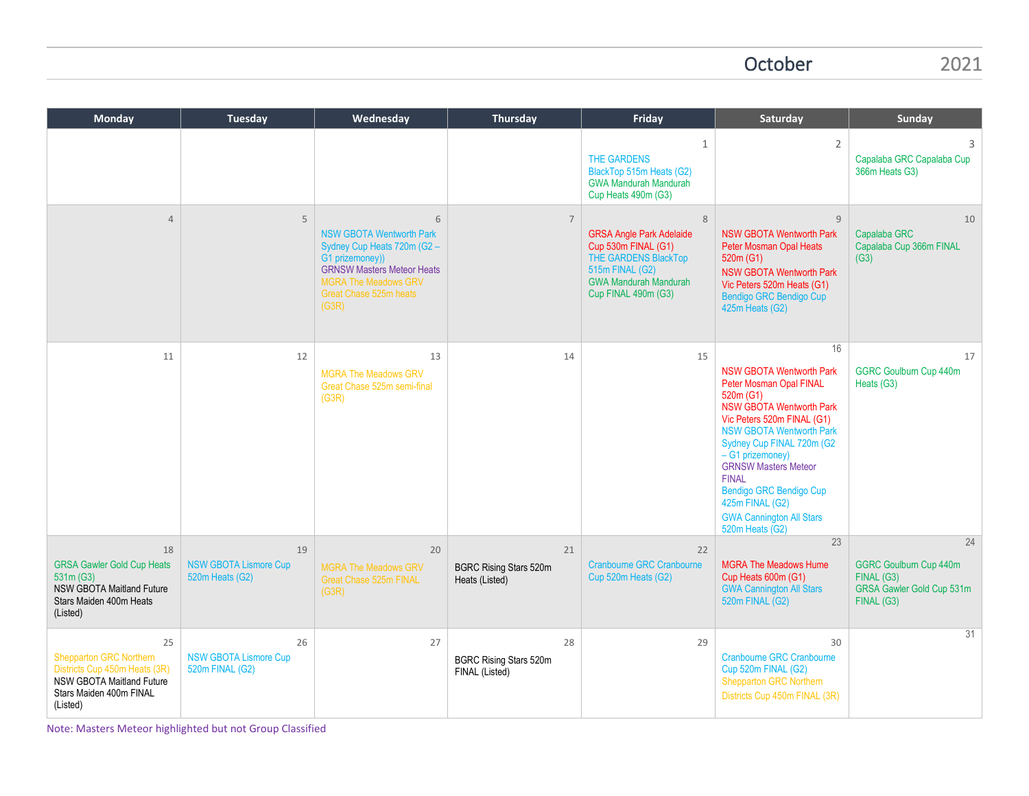# October 2021

| Monday | Tuesday | Wednesday | Thursday | Friday | Saturday | Sunday |
|---|---|---|---|---|---|---|
| | | | | 1<br>THE GARDENS BlackTop 515m Heats (G2)<br>GWA Mandurah Mandurah Cup Heats 490m (G3) | 2 | 3<br>Capalaba GRC Capalaba Cup 366m Heats G3) |
| 4 | 5 | 6<br>NSW GBOTA Wentworth Park Sydney Cup Heats 720m (G2 – G1 prizemoney))<br>GRNSW Masters Meteor Heats<br>MGRA The Meadows GRV Great Chase 525m heats (G3R) | 7 | 8<br>GRSA Angle Park Adelaide Cup 530m FINAL (G1)<br>THE GARDENS BlackTop 515m FINAL (G2)<br>GWA Mandurah Mandurah Cup FINAL 490m (G3) | 9<br>NSW GBOTA Wentworth Park Peter Mosman Opal Heats 520m (G1)<br>NSW GBOTA Wentworth Park Vic Peters 520m Heats (G1)<br>Bendigo GRC Bendigo Cup 425m Heats (G2) | 10<br>Capalaba GRC Capalaba Cup 366m FINAL (G3) |
| 11 | 12 | 13<br>MGRA The Meadows GRV Great Chase 525m semi-final (G3R) | 14 | 15 | 16<br>NSW GBOTA Wentworth Park Peter Mosman Opal FINAL 520m (G1)<br>NSW GBOTA Wentworth Park Vic Peters 520m FINAL (G1)<br>NSW GBOTA Wentworth Park Sydney Cup FINAL 720m (G2 – G1 prizemoney)<br>GRNSW Masters Meteor FINAL<br>Bendigo GRC Bendigo Cup 425m FINAL (G2)<br>GWA Cannington All Stars 520m Heats (G2) | 17<br>GGRC Goulburn Cup 440m Heats (G3) |
| 18<br>GRSA Gawler Gold Cup Heats 531m (G3)<br>NSW GBOTA Maitland Future Stars Maiden 400m Heats (Listed) | 19<br>NSW GBOTA Lismore Cup 520m Heats (G2) | 20<br>MGRA The Meadows GRV Great Chase 525m FINAL (G3R) | 21<br>BGRC Rising Stars 520m Heats (Listed) | 22<br>Cranbourne GRC Cranbourne Cup 520m Heats (G2) | 23<br>MGRA The Meadows Hume Cup Heats 600m (G1)<br>GWA Cannington All Stars 520m FINAL (G2) | 24<br>GGRC Goulburn Cup 440m FINAL (G3)<br>GRSA Gawler Gold Cup 531m FINAL (G3) |
| 25<br>Shepparton GRC Northern Districts Cup 450m Heats (3R)<br>NSW GBOTA Maitland Future Stars Maiden 400m FINAL (Listed) | 26<br>NSW GBOTA Lismore Cup 520m FINAL (G2) | 27 | 28<br>BGRC Rising Stars 520m FINAL (Listed) | 29 | 30<br>Cranbourne GRC Cranbourne Cup 520m FINAL (G2)<br>Shepparton GRC Northern Districts Cup 450m FINAL (3R) | 31 |

Note: Masters Meteor highlighted but not Group Classified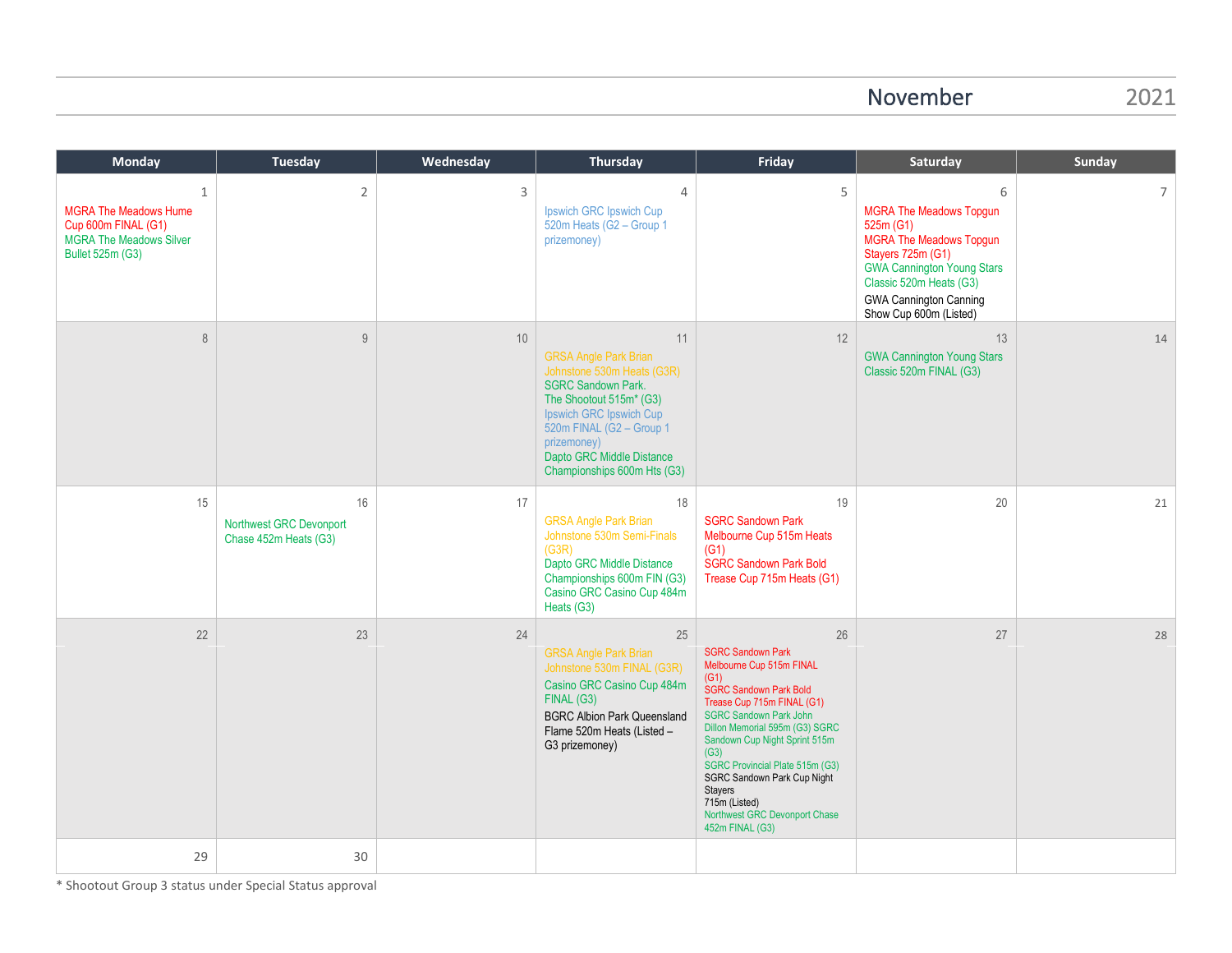# November 2021

| Monday | Tuesday | Wednesday | Thursday | Friday | Saturday | Sunday |
|---|---|---|---|---|---|---|
| 1<br>MGRA The Meadows Hume Cup 600m FINAL (G1)<br>MGRA The Meadows Silver Bullet 525m (G3) | 2 | 3 | 4<br>Ipswich GRC Ipswich Cup 520m Heats (G2 – Group 1 prizemoney) | 5 | 6<br>MGRA The Meadows Topgun 525m (G1)<br>MGRA The Meadows Topgun Stayers 725m (G1)<br>GWA Cannington Young Stars Classic 520m Heats (G3)<br>GWA Cannington Canning Show Cup 600m (Listed) | 7 |
| 8 | 9 | 10 | 11<br>GRSA Angle Park Brian Johnstone 530m Heats (G3R)<br>SGRC Sandown Park. The Shootout 515m* (G3)<br>Ipswich GRC Ipswich Cup 520m FINAL (G2 – Group 1 prizemoney)<br>Dapto GRC Middle Distance Championships 600m Hts (G3) | 12 | 13<br>GWA Cannington Young Stars Classic 520m FINAL (G3) | 14 |
| 15 | 16<br>Northwest GRC Devonport Chase 452m Heats (G3) | 17 | 18<br>GRSA Angle Park Brian Johnstone 530m Semi-Finals (G3R)<br>Dapto GRC Middle Distance Championships 600m FIN (G3)<br>Casino GRC Casino Cup 484m Heats (G3) | 19<br>SGRC Sandown Park Melbourne Cup 515m Heats (G1)<br>SGRC Sandown Park Bold Trease Cup 715m Heats (G1) | 20 | 21 |
| 22 | 23 | 24 | 25<br>GRSA Angle Park Brian Johnstone 530m FINAL (G3R)<br>Casino GRC Casino Cup 484m FINAL (G3)<br>BGRC Albion Park Queensland Flame 520m Heats (Listed – G3 prizemoney) | 26<br>SGRC Sandown Park Melbourne Cup 515m FINAL (G1)<br>SGRC Sandown Park Bold Trease Cup 715m FINAL (G1)<br>SGRC Sandown Park John Dillon Memorial 595m (G3) SGRC Sandown Cup Night Sprint 515m (G3)<br>SGRC Provincial Plate 515m (G3)<br>SGRC Sandown Park Cup Night Stayers 715m (Listed)<br>Northwest GRC Devonport Chase 452m FINAL (G3) | 27 | 28 |
| 29 | 30 | | | | | |

* Shootout Group 3 status under Special Status approval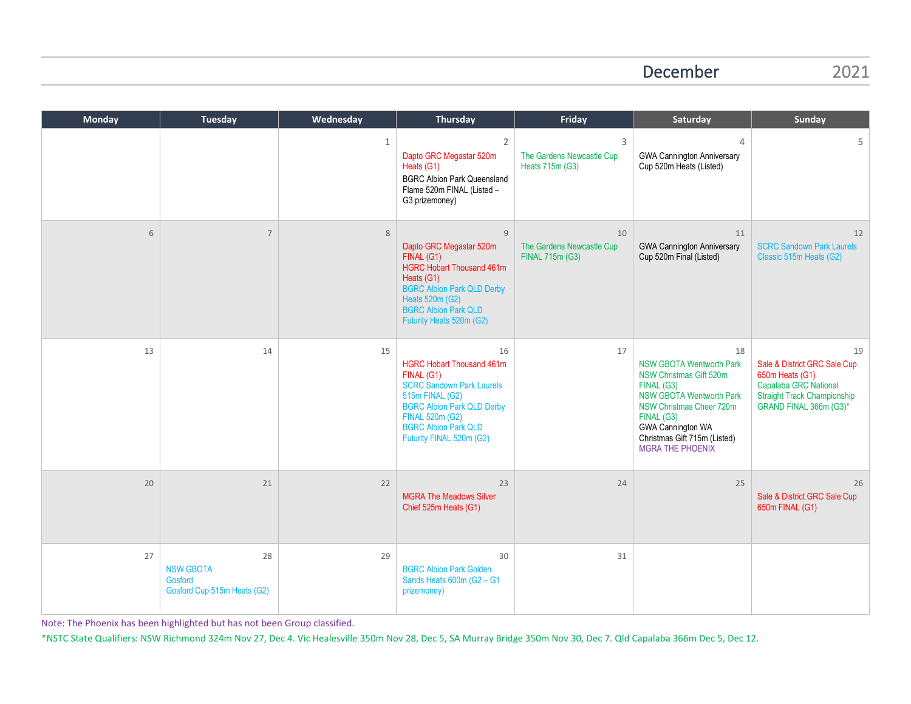# December 2021

| Monday | Tuesday | Wednesday | Thursday | Friday | Saturday | Sunday |
|---|---|---|---|---|---|---|
| | | 1 | 2<br>Dapto GRC Megastar 520m Heats (G1)<br>BGRC Albion Park Queensland Flame 520m FINAL (Listed – G3 prizemoney) | 3<br>The Gardens Newcastle Cup Heats 715m (G3) | 4<br>GWA Cannington Anniversary Cup 520m Heats (Listed) | 5 |
| 6 | 7 | 8 | 9<br>Dapto GRC Megastar 520m FINAL (G1)<br>HGRC Hobart Thousand 461m Heats (G1)<br>BGRC Albion Park QLD Derby Heats 520m (G2)<br>BGRC Albion Park QLD Futurity Heats 520m (G2) | 10<br>The Gardens Newcastle Cup FINAL 715m (G3) | 11<br>GWA Cannington Anniversary Cup 520m Final (Listed) | 12<br>SCRC Sandown Park Laurels Classic 515m Heats (G2) |
| 13 | 14 | 15 | 16<br>HGRC Hobart Thousand 461m FINAL (G1)<br>SCRC Sandown Park Laurels 515m FINAL (G2)<br>BGRC Albion Park QLD Derby FINAL 520m (G2)<br>BGRC Albion Park QLD Futurity FINAL 520m (G2) | 17 | 18<br>NSW GBOTA Wentworth Park NSW Christmas Gift 520m FINAL (G3)<br>NSW GBOTA Wentworth Park NSW Christmas Cheer 720m FINAL (G3)<br>GWA Cannington WA Christmas Gift 715m (Listed)<br>MGRA THE PHOENIX | 19<br>Sale & District GRC Sale Cup 650m Heats (G1)<br>Capalaba GRC National Straight Track Championship GRAND FINAL 366m (G3)* |
| 20 | 21 | 22 | 23<br>MGRA The Meadows Silver Chief 525m Heats (G1) | 24 | 25 | 26<br>Sale & District GRC Sale Cup 650m FINAL (G1) |
| 27 | 28<br>NSW GBOTA Gosford Gosford Cup 515m Heats (G2) | 29 | 30<br>BGRC Albion Park Golden Sands Heats 600m (G2 – G1 prizemoney) | 31 | | |

Note: The Phoenix has been highlighted but has not been Group classified.

*NSTC State Qualifiers: NSW Richmond 324m Nov 27, Dec 4. Vic Healesville 350m Nov 28, Dec 5, SA Murray Bridge 350m Nov 30, Dec 7. Qld Capalaba 366m Dec 5, Dec 12.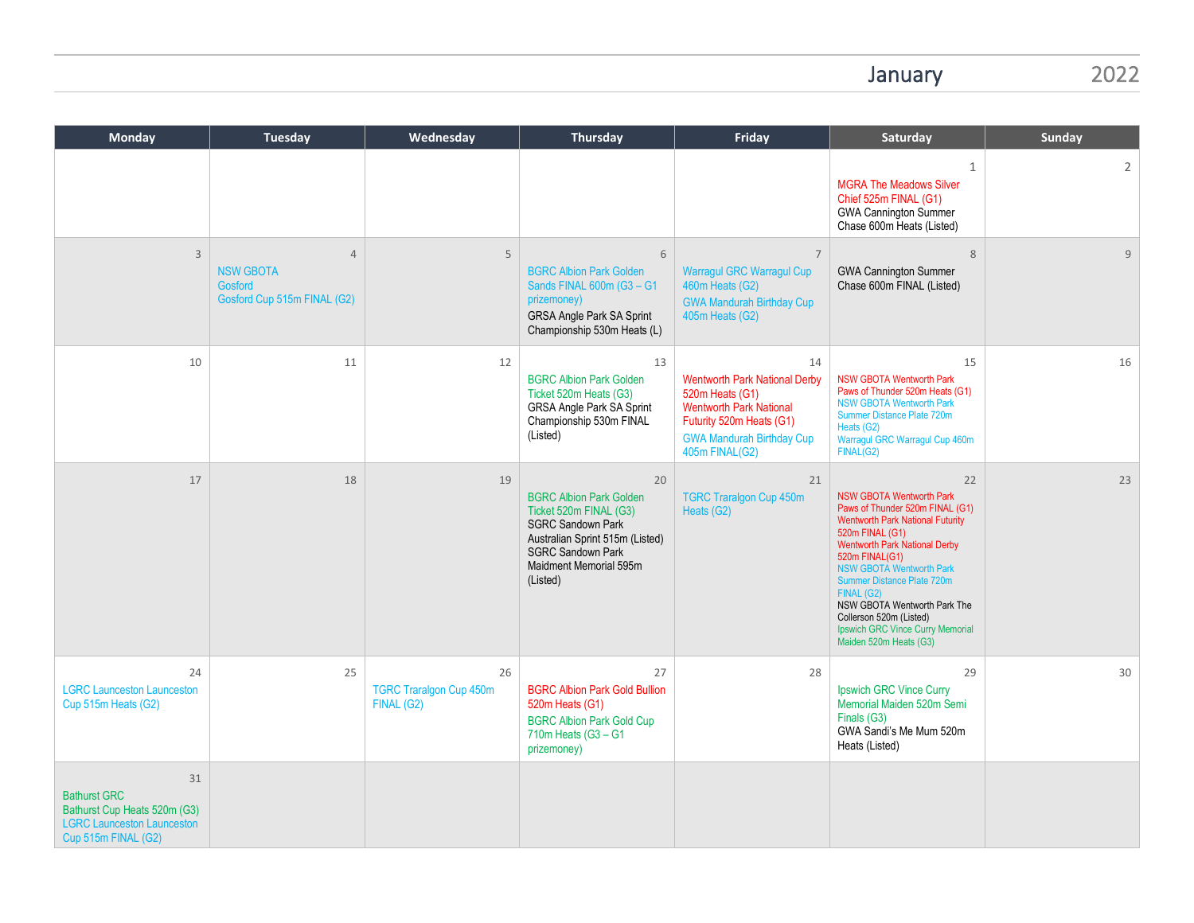# January 2022

| Monday | Tuesday | Wednesday | Thursday | Friday | Saturday | Sunday |
|---|---|---|---|---|---|---|
| | | | | | 1<br>MGRA The Meadows Silver Chief 525m FINAL (G1)<br>GWA Cannington Summer Chase 600m Heats (Listed) | 2 |
| 3 | 4<br>NSW GBOTA<br>Gosford<br>Gosford Cup 515m FINAL (G2) | 5 | 6<br>BGRC Albion Park Golden Sands FINAL 600m (G3 – G1 prizemoney)<br>GRSA Angle Park SA Sprint Championship 530m Heats (L) | 7<br>Warragul GRC Warragul Cup 460m Heats (G2)<br>GWA Mandurah Birthday Cup 405m Heats (G2) | 8<br>GWA Cannington Summer Chase 600m FINAL (Listed) | 9 |
| 10 | 11 | 12 | 13<br>BGRC Albion Park Golden Ticket 520m Heats (G3)<br>GRSA Angle Park SA Sprint Championship 530m FINAL (Listed) | 14<br>Wentworth Park National Derby 520m Heats (G1)<br>Wentworth Park National Futurity 520m Heats (G1)<br>GWA Mandurah Birthday Cup 405m FINAL(G2) | 15<br>NSW GBOTA Wentworth Park Paws of Thunder 520m Heats (G1)<br>NSW GBOTA Wentworth Park Summer Distance Plate 720m Heats (G2)<br>Warragul GRC Warragul Cup 460m FINAL(G2) | 16 |
| 17 | 18 | 19 | 20<br>BGRC Albion Park Golden Ticket 520m FINAL (G3)<br>SGRC Sandown Park Australian Sprint 515m (Listed)<br>SGRC Sandown Park Maidment Memorial 595m (Listed) | 21<br>TGRC Traralgon Cup 450m Heats (G2) | 22<br>NSW GBOTA Wentworth Park Paws of Thunder 520m FINAL (G1)<br>Wentworth Park National Futurity 520m FINAL (G1)<br>Wentworth Park National Derby 520m FINAL(G1)<br>NSW GBOTA Wentworth Park Summer Distance Plate 720m FINAL (G2)<br>NSW GBOTA Wentworth Park The Collerson 520m (Listed)<br>Ipswich GRC Vince Curry Memorial Maiden 520m Heats (G3) | 23 |
| 24<br>LGRC Launceston Launceston Cup 515m Heats (G2) | 25 | 26<br>TGRC Traralgon Cup 450m FINAL (G2) | 27<br>BGRC Albion Park Gold Bullion 520m Heats (G1)<br>BGRC Albion Park Gold Cup 710m Heats (G3 – G1 prizemoney) | 28 | 29<br>Ipswich GRC Vince Curry Memorial Maiden 520m Semi Finals (G3)<br>GWA Sandi's Me Mum 520m Heats (Listed) | 30 |
| 31<br>Bathurst GRC<br>Bathurst Cup Heats 520m (G3)<br>LGRC Launceston Launceston Cup 515m FINAL (G2) | | | | | | |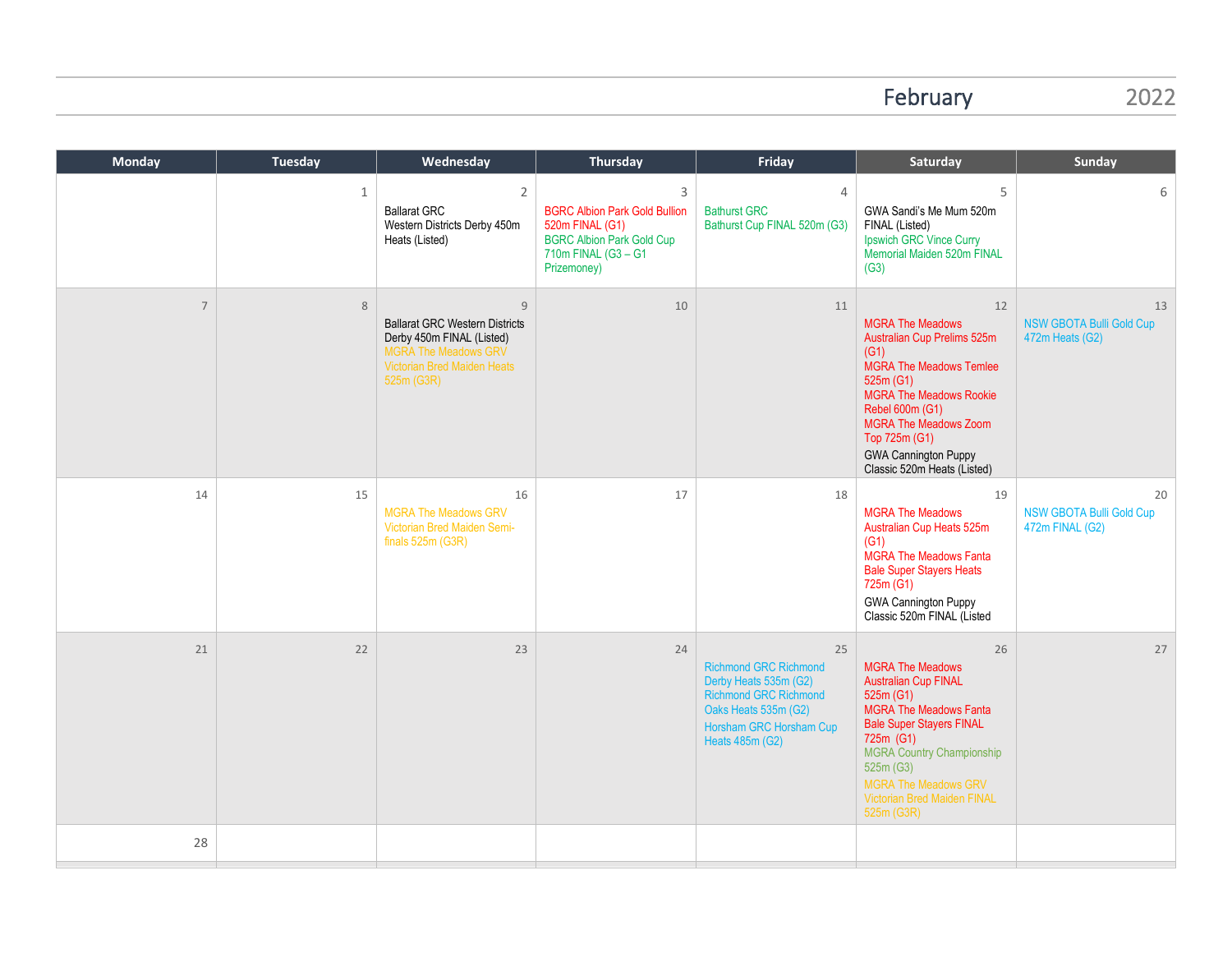# February 2022

| Monday | Tuesday | Wednesday | Thursday | Friday | Saturday | Sunday |
|---|---|---|---|---|---|---|
| | 1 | 2<br>Ballarat GRC<br>Western Districts Derby 450m Heats (Listed) | 3<br>BGRC Albion Park Gold Bullion 520m FINAL (G1)<br>BGRC Albion Park Gold Cup 710m FINAL (G3 – G1 Prizemoney) | 4<br>Bathurst GRC<br>Bathurst Cup FINAL 520m (G3) | 5<br>GWA Sandi's Me Mum 520m FINAL (Listed)<br>Ipswich GRC Vince Curry Memorial Maiden 520m FINAL (G3) | 6 |
| 7 | 8 | 9<br>Ballarat GRC Western Districts Derby 450m FINAL (Listed)<br>MGRA The Meadows GRV Victorian Bred Maiden Heats 525m (G3R) | 10 | 11 | 12<br>MGRA The Meadows Australian Cup Prelims 525m (G1)<br>MGRA The Meadows Temlee 525m (G1)<br>MGRA The Meadows Rookie Rebel 600m (G1)<br>MGRA The Meadows Zoom Top 725m (G1)<br>GWA Cannington Puppy Classic 520m Heats (Listed) | 13<br>NSW GBOTA Bulli Gold Cup 472m Heats (G2) |
| 14 | 15 | 16<br>MGRA The Meadows GRV Victorian Bred Maiden Semi-finals 525m (G3R) | 17 | 18 | 19<br>MGRA The Meadows Australian Cup Heats 525m (G1)<br>MGRA The Meadows Fanta Bale Super Stayers Heats 725m (G1)<br>GWA Cannington Puppy Classic 520m FINAL (Listed | 20<br>NSW GBOTA Bulli Gold Cup 472m FINAL (G2) |
| 21 | 22 | 23 | 24 | 25<br>Richmond GRC Richmond Derby Heats 535m (G2)<br>Richmond GRC Richmond Oaks Heats 535m (G2)<br>Horsham GRC Horsham Cup Heats 485m (G2) | 26<br>MGRA The Meadows Australian Cup FINAL 525m (G1)<br>MGRA The Meadows Fanta Bale Super Stayers FINAL 725m (G1)<br>MGRA Country Championship 525m (G3)<br>MGRA The Meadows GRV Victorian Bred Maiden FINAL 525m (G3R) | 27 |
| 28 | | | | | | |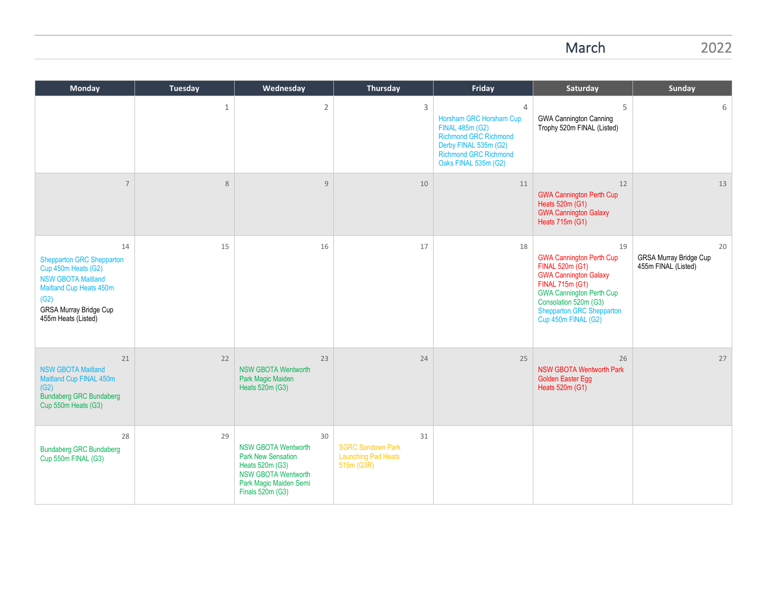# March 2022

| Monday | Tuesday | Wednesday | Thursday | Friday | Saturday | Sunday |
|---|---|---|---|---|---|---|
| | 1 | 2 | 3 | 4<br>Horsham GRC Horsham Cup FINAL 485m (G2)<br>Richmond GRC Richmond Derby FINAL 535m (G2)<br>Richmond GRC Richmond Oaks FINAL 535m (G2) | 5<br>GWA Cannington Canning Trophy 520m FINAL (Listed) | 6 |
| 7 | 8 | 9 | 10 | 11 | 12<br>GWA Cannington Perth Cup Heats 520m (G1)<br>GWA Cannington Galaxy Heats 715m (G1) | 13 |
| 14<br>Shepparton GRC Shepparton Cup 450m Heats (G2)<br>NSW GBOTA Maitland Maitland Cup Heats 450m (G2)<br>GRSA Murray Bridge Cup 455m Heats (Listed) | 15 | 16 | 17 | 18 | 19<br>GWA Cannington Perth Cup FINAL 520m (G1)<br>GWA Cannington Galaxy FINAL 715m (G1)<br>GWA Cannington Perth Cup Consolation 520m (G3)<br>Shepparton GRC Shepparton Cup 450m FINAL (G2) | 20<br>GRSA Murray Bridge Cup 455m FINAL (Listed) |
| 21<br>NSW GBOTA Maitland Maitland Cup FINAL 450m (G2)<br>Bundaberg GRC Bundaberg Cup 550m Heats (G3) | 22 | 23<br>NSW GBOTA Wentworth Park Magic Maiden Heats 520m (G3) | 24 | 25 | 26<br>NSW GBOTA Wentworth Park Golden Easter Egg Heats 520m (G1) | 27 |
| 28<br>Bundaberg GRC Bundaberg Cup 550m FINAL (G3) | 29 | 30<br>NSW GBOTA Wentworth Park New Sensation Heats 520m (G3)<br>NSW GBOTA Wentworth Park Magic Maiden Semi Finals 520m (G3) | 31<br>SGRC Sandown Park Launching Pad Heats 515m (G3R) | | | |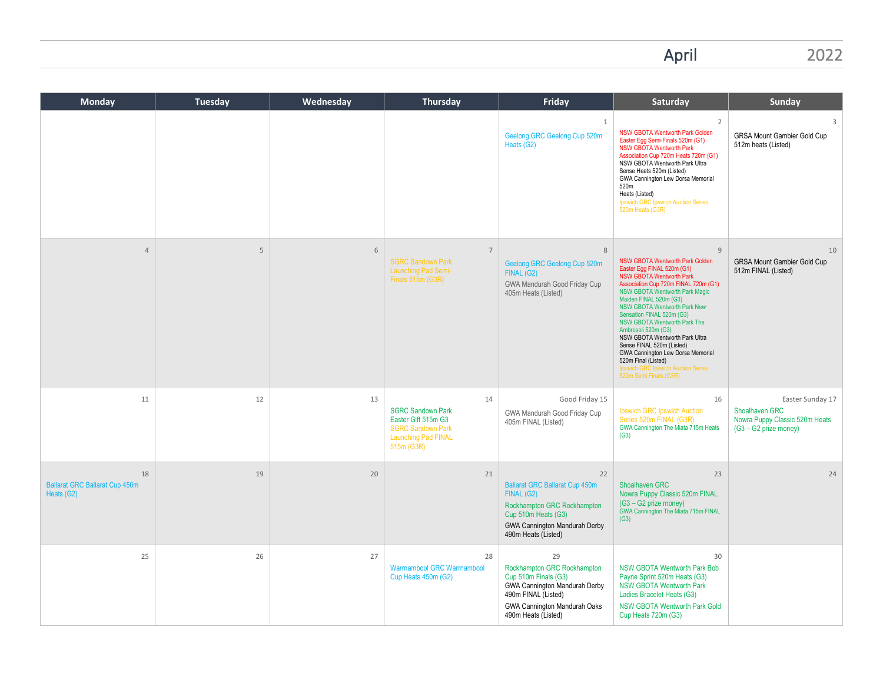# April 2022

| Monday | Tuesday | Wednesday | Thursday | Friday | Saturday | Sunday |
|---|---|---|---|---|---|---|
| | | | | 1<br>Geelong GRC Geelong Cup 520m Heats (G2) | 2<br>NSW GBOTA Wentworth Park Golden Easter Egg Semi-Finals 520m (G1)<br>NSW GBOTA Wentworth Park Association Cup 720m Heats 720m (G1)<br>NSW GBOTA Wentworth Park Ultra Sense Heats 520m (Listed)<br>GWA Cannington Lew Dorsa Memorial 520m Heats (Listed)<br>Ipswich GRC Ipswich Auction Series 520m Heats (G3R) | 3<br>GRSA Mount Gambier Gold Cup 512m heats (Listed) |
| 4 | 5 | 6 | 7<br>SGRC Sandown Park Launching Pad Semi-Finals 515m (G3R) | 8<br>Geelong GRC Geelong Cup 520m FINAL (G2)<br>GWA Mandurah Good Friday Cup 405m Heats (Listed) | 9<br>NSW GBOTA Wentworth Park Golden Easter Egg FINAL 520m (G1)<br>NSW GBOTA Wentworth Park Association Cup 720m FINAL 720m (G1)<br>NSW GBOTA Wentworth Park Magic Maiden FINAL 520m (G3)<br>NSW GBOTA Wentworth Park New Sensation FINAL 520m (G3)<br>NSW GBOTA Wentworth Park The Ambrosoli 520m (G3)<br>NSW GBOTA Wentworth Park Ultra Sense FINAL 520m (Listed)<br>GWA Cannington Lew Dorsa Memorial 520m Final (Listed)<br>Ipswich GRC Ipswich Auction Series 520m Semi Finals (G3R) | 10<br>GRSA Mount Gambier Gold Cup 512m FINAL (Listed) |
| 11 | 12 | 13 | 14<br>SGRC Sandown Park Easter Gift 515m G3<br>SGRC Sandown Park Launching Pad FINAL 515m (G3R) | Good Friday 15<br>GWA Mandurah Good Friday Cup 405m FINAL (Listed) | 16<br>Ipswich GRC Ipswich Auction Series 520m FINAL (G3R)<br>GWA Cannington The Miata 715m Heats (G3) | Easter Sunday 17<br>Shoalhaven GRC Nowra Puppy Classic 520m Heats (G3 – G2 prize money) |
| 18<br>Ballarat GRC Ballarat Cup 450m Heats (G2) | 19 | 20 | 21 | 22<br>Ballarat GRC Ballarat Cup 450m FINAL (G2)<br>Rockhampton GRC Rockhampton Cup 510m Heats (G3)<br>GWA Cannington Mandurah Derby 490m Heats (Listed) | 23<br>Shoalhaven GRC Nowra Puppy Classic 520m FINAL (G3 – G2 prize money)<br>GWA Cannington The Miata 715m FINAL (G3) | 24 |
| 25 | 26 | 27 | 28<br>Warrnambool GRC Warrnambool Cup Heats 450m (G2) | 29<br>Rockhampton GRC Rockhampton Cup 510m Finals (G3)<br>GWA Cannington Mandurah Derby 490m FINAL (Listed)<br>GWA Cannington Mandurah Oaks 490m Heats (Listed) | 30<br>NSW GBOTA Wentworth Park Bob Payne Sprint 520m Heats (G3)<br>NSW GBOTA Wentworth Park Ladies Bracelet Heats (G3)<br>NSW GBOTA Wentworth Park Gold Cup Heats 720m (G3) | |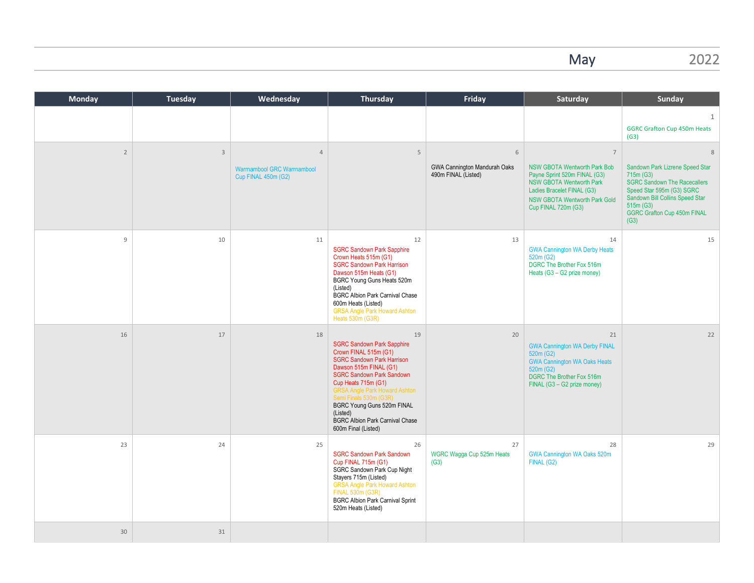# May 2022

| Monday | Tuesday | Wednesday | Thursday | Friday | Saturday | Sunday |
|---|---|---|---|---|---|---|
| | | | | | | 1<br>GGRC Grafton Cup 450m Heats (G3) |
| 2 | 3 | 4<br>Warrnambool GRC Warrnambool Cup FINAL 450m (G2) | 5 | 6<br>GWA Cannington Mandurah Oaks 490m FINAL (Listed) | 7<br>NSW GBOTA Wentworth Park Bob Payne Sprint 520m FINAL (G3)<br>NSW GBOTA Wentworth Park Ladies Bracelet FINAL (G3)<br>NSW GBOTA Wentworth Park Gold Cup FINAL 720m (G3) | 8<br>Sandown Park Lizrene Speed Star 715m (G3)<br>SGRC Sandown The Racecallers Speed Star 595m (G3) SGRC Sandown Bill Collins Speed Star 515m (G3)<br>GGRC Grafton Cup 450m FINAL (G3) |
| 9 | 10 | 11 | 12<br>SGRC Sandown Park Sapphire Crown Heats 515m (G1)<br>SGRC Sandown Park Harrison Dawson 515m Heats (G1)<br>BGRC Young Guns Heats 520m (Listed)<br>BGRC Albion Park Carnival Chase 600m Heats (Listed)<br>GRSA Angle Park Howard Ashton Heats 530m (G3R) | 13 | 14<br>GWA Cannington WA Derby Heats 520m (G2)<br>DGRC The Brother Fox 516m Heats (G3 – G2 prize money) | 15 |
| 16 | 17 | 18 | 19<br>SGRC Sandown Park Sapphire Crown FINAL 515m (G1)<br>SGRC Sandown Park Harrison Dawson 515m FINAL (G1)<br>SGRC Sandown Park Sandown Cup Heats 715m (G1)<br>GRSA Angle Park Howard Ashton Semi Finals 530m (G3R)<br>BGRC Young Guns 520m FINAL (Listed)<br>BGRC Albion Park Carnival Chase 600m Final (Listed) | 20 | 21<br>GWA Cannington WA Derby FINAL 520m (G2)<br>GWA Cannington WA Oaks Heats 520m (G2)<br>DGRC The Brother Fox 516m FINAL (G3 – G2 prize money) | 22 |
| 23 | 24 | 25 | 26<br>SGRC Sandown Park Sandown Cup FINAL 715m (G1)<br>SGRC Sandown Park Cup Night Stayers 715m (Listed)<br>GRSA Angle Park Howard Ashton FINAL 530m (G3R)<br>BGRC Albion Park Carnival Sprint 520m Heats (Listed) | 27<br>WGRC Wagga Cup 525m Heats (G3) | 28<br>GWA Cannington WA Oaks 520m FINAL (G2) | 29 |
| 30 | 31 | | | | | |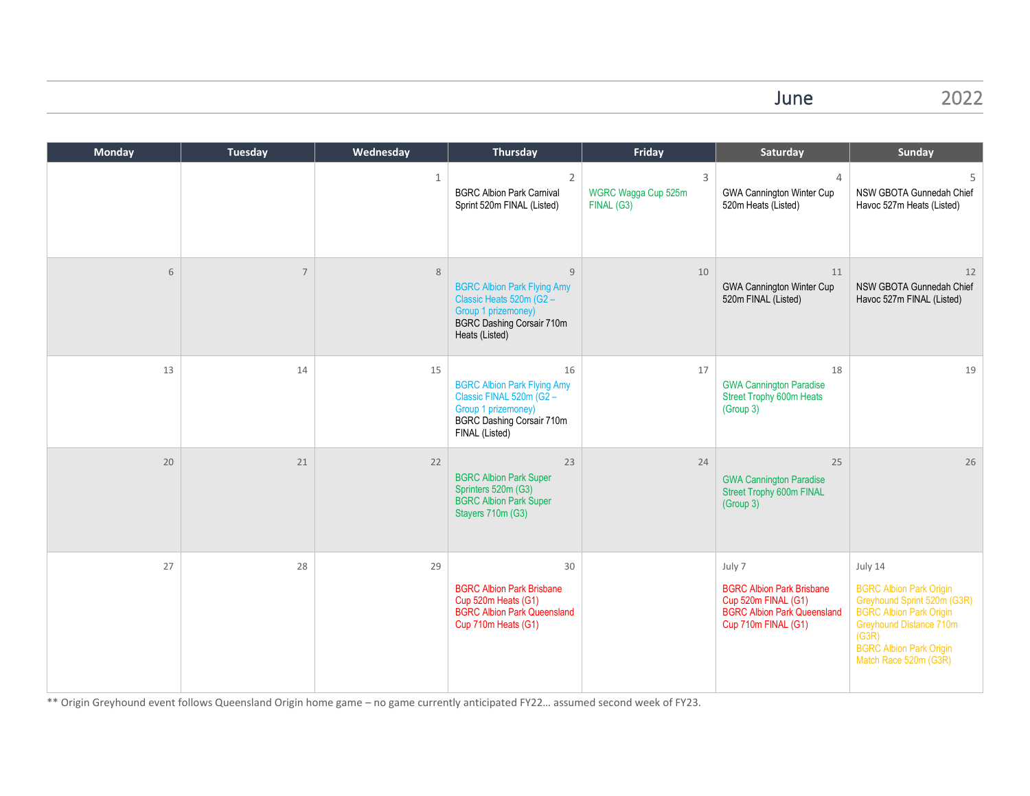# June 2022

| Monday | Tuesday | Wednesday | Thursday | Friday | Saturday | Sunday |
|---|---|---|---|---|---|---|
| | | 1 | 2<br>BGRC Albion Park Carnival Sprint 520m FINAL (Listed) | 3<br>WGRC Wagga Cup 525m FINAL (G3) | 4<br>GWA Cannington Winter Cup 520m Heats (Listed) | 5<br>NSW GBOTA Gunnedah Chief Havoc 527m Heats (Listed) |
| 6 | 7 | 8 | 9<br>BGRC Albion Park Flying Amy Classic Heats 520m (G2 – Group 1 prizemoney)<br>BGRC Dashing Corsair 710m Heats (Listed) | 10 | 11<br>GWA Cannington Winter Cup 520m FINAL (Listed) | 12<br>NSW GBOTA Gunnedah Chief Havoc 527m FINAL (Listed) |
| 13 | 14 | 15 | 16<br>BGRC Albion Park Flying Amy Classic FINAL 520m (G2 – Group 1 prizemoney)<br>BGRC Dashing Corsair 710m FINAL (Listed) | 17 | 18<br>GWA Cannington Paradise Street Trophy 600m Heats (Group 3) | 19 |
| 20 | 21 | 22 | 23<br>BGRC Albion Park Super Sprinters 520m (G3)<br>BGRC Albion Park Super Stayers 710m (G3) | 24 | 25<br>GWA Cannington Paradise Street Trophy 600m FINAL (Group 3) | 26 |
| 27 | 28 | 29 | 30<br>BGRC Albion Park Brisbane Cup 520m Heats (G1)<br>BGRC Albion Park Queensland Cup 710m Heats (G1) | | July 7<br>BGRC Albion Park Brisbane Cup 520m FINAL (G1)<br>BGRC Albion Park Queensland Cup 710m FINAL (G1) | July 14<br>BGRC Albion Park Origin Greyhound Sprint 520m (G3R)<br>BGRC Albion Park Origin Greyhound Distance 710m (G3R)<br>BGRC Albion Park Origin Match Race 520m (G3R) |

** Origin Greyhound event follows Queensland Origin home game – no game currently anticipated FY22… assumed second week of FY23.